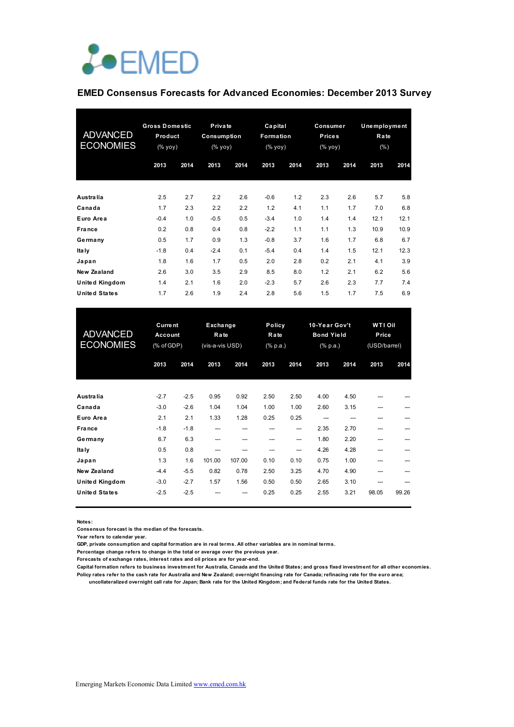EMED

# EMED Consensus Forecasts for Advanced Economies: December 2013 Survey

| ADVANCED ECONOMIES | Gross Domestic Product (% yoy) | | Private Consumption (% yoy) | | Capital Formation (% yoy) | | Consumer Prices (% yoy) | | Unemployment Rate (%) | |
|---|---|---|---|---|---|---|---|---|---|---|
| | 2013 | 2014 | 2013 | 2014 | 2013 | 2014 | 2013 | 2014 | 2013 | 2014 |
| Australia | 2.5 | 2.7 | 2.2 | 2.6 | -0.6 | 1.2 | 2.3 | 2.6 | 5.7 | 5.8 |
| Canada | 1.7 | 2.3 | 2.2 | 2.2 | 1.2 | 4.1 | 1.1 | 1.7 | 7.0 | 6.8 |
| Euro Area | -0.4 | 1.0 | -0.5 | 0.5 | -3.4 | 1.0 | 1.4 | 1.4 | 12.1 | 12.1 |
| France | 0.2 | 0.8 | 0.4 | 0.8 | -2.2 | 1.1 | 1.1 | 1.3 | 10.9 | 10.9 |
| Germany | 0.5 | 1.7 | 0.9 | 1.3 | -0.8 | 3.7 | 1.6 | 1.7 | 6.8 | 6.7 |
| Italy | -1.8 | 0.4 | -2.4 | 0.1 | -5.4 | 0.4 | 1.4 | 1.5 | 12.1 | 12.3 |
| Japan | 1.8 | 1.6 | 1.7 | 0.5 | 2.0 | 2.8 | 0.2 | 2.1 | 4.1 | 3.9 |
| New Zealand | 2.6 | 3.0 | 3.5 | 2.9 | 8.5 | 8.0 | 1.2 | 2.1 | 6.2 | 5.6 |
| United Kingdom | 1.4 | 2.1 | 1.6 | 2.0 | -2.3 | 5.7 | 2.6 | 2.3 | 7.7 | 7.4 |
| United States | 1.7 | 2.6 | 1.9 | 2.4 | 2.8 | 5.6 | 1.5 | 1.7 | 7.5 | 6.9 |

| ADVANCED ECONOMIES | Current Account (% of GDP) | | Exchange Rate (vis-a-vis USD) | | Policy Rate (% p.a.) | | 10-Year Gov't Bond Yield (% p.a.) | | WTI Oil Price (USD/barrel) | |
|---|---|---|---|---|---|---|---|---|---|---|
| | 2013 | 2014 | 2013 | 2014 | 2013 | 2014 | 2013 | 2014 | 2013 | 2014 |
| Australia | -2.7 | -2.5 | 0.95 | 0.92 | 2.50 | 2.50 | 4.00 | 4.50 | --- | --- |
| Canada | -3.0 | -2.6 | 1.04 | 1.04 | 1.00 | 1.00 | 2.60 | 3.15 | --- | --- |
| Euro Area | 2.1 | 2.1 | 1.33 | 1.28 | 0.25 | 0.25 | --- | --- | --- | --- |
| France | -1.8 | -1.8 | --- | --- | --- | --- | 2.35 | 2.70 | --- | --- |
| Germany | 6.7 | 6.3 | --- | --- | --- | --- | 1.80 | 2.20 | --- | --- |
| Italy | 0.5 | 0.8 | --- | --- | --- | --- | 4.26 | 4.28 | --- | --- |
| Japan | 1.3 | 1.6 | 101.00 | 107.00 | 0.10 | 0.10 | 0.75 | 1.00 | --- | --- |
| New Zealand | -4.4 | -5.5 | 0.82 | 0.78 | 2.50 | 3.25 | 4.70 | 4.90 | --- | --- |
| United Kingdom | -3.0 | -2.7 | 1.57 | 1.56 | 0.50 | 0.50 | 2.65 | 3.10 | --- | --- |
| United States | -2.5 | -2.5 | --- | --- | 0.25 | 0.25 | 2.55 | 3.21 | 98.05 | 99.26 |

Notes:
Consensus forecast is the median of the forecasts.
Year refers to calendar year.
GDP, private consumption and capital formation are in real terms. All other variables are in nominal terms.
Percentage change refers to change in the total or average over the previous year.
Forecasts of exchange rates, interest rates and oil prices are for year-end.
Capital formation refers to business investment for Australia, Canada and the United States; and gross fixed investment for all other economies.
Policy rates refer to the cash rate for Australia and New Zealand; overnight financing rate for Canada; refinacing rate for the euro area; uncollateralized overnight call rate for Japan; Bank rate for the United Kingdom; and Federal funds rate for the United States.

Emerging Markets Economic Data Limited www.emed.com.hk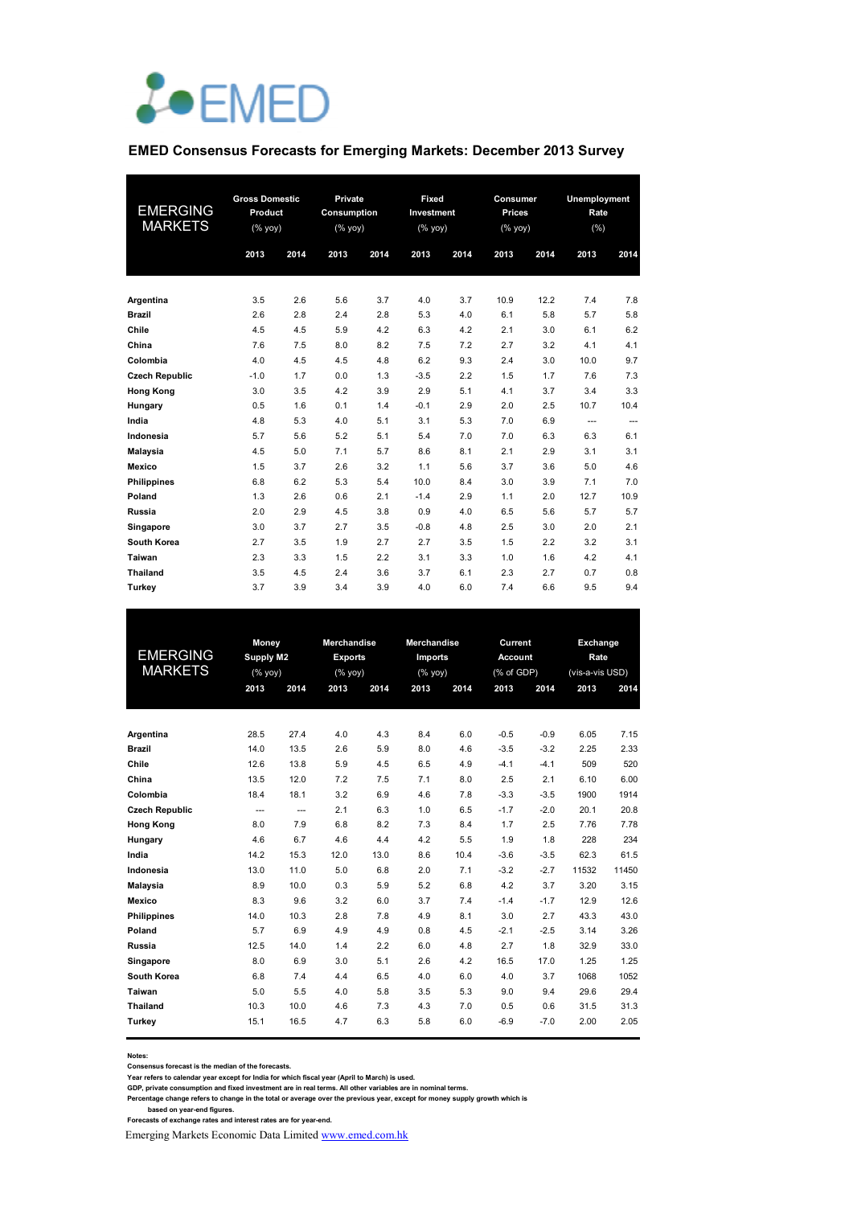EMED

## EMED Consensus Forecasts for Emerging Markets: December 2013 Survey

| EMERGING MARKETS | Gross Domestic Product (% yoy) | | Private Consumption (% yoy) | | Fixed Investment (% yoy) | | Consumer Prices (% yoy) | | Unemployment Rate (%) | |
|---|---|---|---|---|---|---|---|---|---|---|
| | 2013 | 2014 | 2013 | 2014 | 2013 | 2014 | 2013 | 2014 | 2013 | 2014 |
| **Argentina** | 3.5 | 2.6 | 5.6 | 3.7 | 4.0 | 3.7 | 10.9 | 12.2 | 7.4 | 7.8 |
| **Brazil** | 2.6 | 2.8 | 2.4 | 2.8 | 5.3 | 4.0 | 6.1 | 5.8 | 5.7 | 5.8 |
| **Chile** | 4.5 | 4.5 | 5.9 | 4.2 | 6.3 | 4.2 | 2.1 | 3.0 | 6.1 | 6.2 |
| **China** | 7.6 | 7.5 | 8.0 | 8.2 | 7.5 | 7.2 | 2.7 | 3.2 | 4.1 | 4.1 |
| **Colombia** | 4.0 | 4.5 | 4.5 | 4.8 | 6.2 | 9.3 | 2.4 | 3.0 | 10.0 | 9.7 |
| **Czech Republic** | -1.0 | 1.7 | 0.0 | 1.3 | -3.5 | 2.2 | 1.5 | 1.7 | 7.6 | 7.3 |
| **Hong Kong** | 3.0 | 3.5 | 4.2 | 3.9 | 2.9 | 5.1 | 4.1 | 3.7 | 3.4 | 3.3 |
| **Hungary** | 0.5 | 1.6 | 0.1 | 1.4 | -0.1 | 2.9 | 2.0 | 2.5 | 10.7 | 10.4 |
| **India** | 4.8 | 5.3 | 4.0 | 5.1 | 3.1 | 5.3 | 7.0 | 6.9 | --- | --- |
| **Indonesia** | 5.7 | 5.6 | 5.2 | 5.1 | 5.4 | 7.0 | 7.0 | 6.3 | 6.3 | 6.1 |
| **Malaysia** | 4.5 | 5.0 | 7.1 | 5.7 | 8.6 | 8.1 | 2.1 | 2.9 | 3.1 | 3.1 |
| **Mexico** | 1.5 | 3.7 | 2.6 | 3.2 | 1.1 | 5.6 | 3.7 | 3.6 | 5.0 | 4.6 |
| **Philippines** | 6.8 | 6.2 | 5.3 | 5.4 | 10.0 | 8.4 | 3.0 | 3.9 | 7.1 | 7.0 |
| **Poland** | 1.3 | 2.6 | 0.6 | 2.1 | -1.4 | 2.9 | 1.1 | 2.0 | 12.7 | 10.9 |
| **Russia** | 2.0 | 2.9 | 4.5 | 3.8 | 0.9 | 4.0 | 6.5 | 5.6 | 5.7 | 5.7 |
| **Singapore** | 3.0 | 3.7 | 2.7 | 3.5 | -0.8 | 4.8 | 2.5 | 3.0 | 2.0 | 2.1 |
| **South Korea** | 2.7 | 3.5 | 1.9 | 2.7 | 2.7 | 3.5 | 1.5 | 2.2 | 3.2 | 3.1 |
| **Taiwan** | 2.3 | 3.3 | 1.5 | 2.2 | 3.1 | 3.3 | 1.0 | 1.6 | 4.2 | 4.1 |
| **Thailand** | 3.5 | 4.5 | 2.4 | 3.6 | 3.7 | 6.1 | 2.3 | 2.7 | 0.7 | 0.8 |
| **Turkey** | 3.7 | 3.9 | 3.4 | 3.9 | 4.0 | 6.0 | 7.4 | 6.6 | 9.5 | 9.4 |

| EMERGING MARKETS | Money Supply M2 (% yoy) | | Merchandise Exports (% yoy) | | Merchandise Imports (% yoy) | | Current Account (% of GDP) | | Exchange Rate (vis-a-vis USD) | |
|---|---|---|---|---|---|---|---|---|---|---|
| | 2013 | 2014 | 2013 | 2014 | 2013 | 2014 | 2013 | 2014 | 2013 | 2014 |
| **Argentina** | 28.5 | 27.4 | 4.0 | 4.3 | 8.4 | 6.0 | -0.5 | -0.9 | 6.05 | 7.15 |
| **Brazil** | 14.0 | 13.5 | 2.6 | 5.9 | 8.0 | 4.6 | -3.5 | -3.2 | 2.25 | 2.33 |
| **Chile** | 12.6 | 13.8 | 5.9 | 4.5 | 6.5 | 4.9 | -4.1 | -4.1 | 509 | 520 |
| **China** | 13.5 | 12.0 | 7.2 | 7.5 | 7.1 | 8.0 | 2.5 | 2.1 | 6.10 | 6.00 |
| **Colombia** | 18.4 | 18.1 | 3.2 | 6.9 | 4.6 | 7.8 | -3.3 | -3.5 | 1900 | 1914 |
| **Czech Republic** | --- | --- | 2.1 | 6.3 | 1.0 | 6.5 | -1.7 | -2.0 | 20.1 | 20.8 |
| **Hong Kong** | 8.0 | 7.9 | 6.8 | 8.2 | 7.3 | 8.4 | 1.7 | 2.5 | 7.76 | 7.78 |
| **Hungary** | 4.6 | 6.7 | 4.6 | 4.4 | 4.2 | 5.5 | 1.9 | 1.8 | 228 | 234 |
| **India** | 14.2 | 15.3 | 12.0 | 13.0 | 8.6 | 10.4 | -3.6 | -3.5 | 62.3 | 61.5 |
| **Indonesia** | 13.0 | 11.0 | 5.0 | 6.8 | 2.0 | 7.1 | -3.2 | -2.7 | 11532 | 11450 |
| **Malaysia** | 8.9 | 10.0 | 0.3 | 5.9 | 5.2 | 6.8 | 4.2 | 3.7 | 3.20 | 3.15 |
| **Mexico** | 8.3 | 9.6 | 3.2 | 6.0 | 3.7 | 7.4 | -1.4 | -1.7 | 12.9 | 12.6 |
| **Philippines** | 14.0 | 10.3 | 2.8 | 7.8 | 4.9 | 8.1 | 3.0 | 2.7 | 43.3 | 43.0 |
| **Poland** | 5.7 | 6.9 | 4.9 | 4.9 | 0.8 | 4.5 | -2.1 | -2.5 | 3.14 | 3.26 |
| **Russia** | 12.5 | 14.0 | 1.4 | 2.2 | 6.0 | 4.8 | 2.7 | 1.8 | 32.9 | 33.0 |
| **Singapore** | 8.0 | 6.9 | 3.0 | 5.1 | 2.6 | 4.2 | 16.5 | 17.0 | 1.25 | 1.25 |
| **South Korea** | 6.8 | 7.4 | 4.4 | 6.5 | 4.0 | 6.0 | 4.0 | 3.7 | 1068 | 1052 |
| **Taiwan** | 5.0 | 5.5 | 4.0 | 5.8 | 3.5 | 5.3 | 9.0 | 9.4 | 29.6 | 29.4 |
| **Thailand** | 10.3 | 10.0 | 4.6 | 7.3 | 4.3 | 7.0 | 0.5 | 0.6 | 31.5 | 31.3 |
| **Turkey** | 15.1 | 16.5 | 4.7 | 6.3 | 5.8 | 6.0 | -6.9 | -7.0 | 2.00 | 2.05 |

**Notes:**
**Consensus forecast is the median of the forecasts.**
**Year refers to calendar year except for India for which fiscal year (April to March) is used.**
**GDP, private consumption and fixed investment are in real terms. All other variables are in nominal terms.**
**Percentage change refers to change in the total or average over the previous year, except for money supply growth which is based on year-end figures.**
**Forecasts of exchange rates and interest rates are for year-end.**

Emerging Markets Economic Data Limited www.emed.com.hk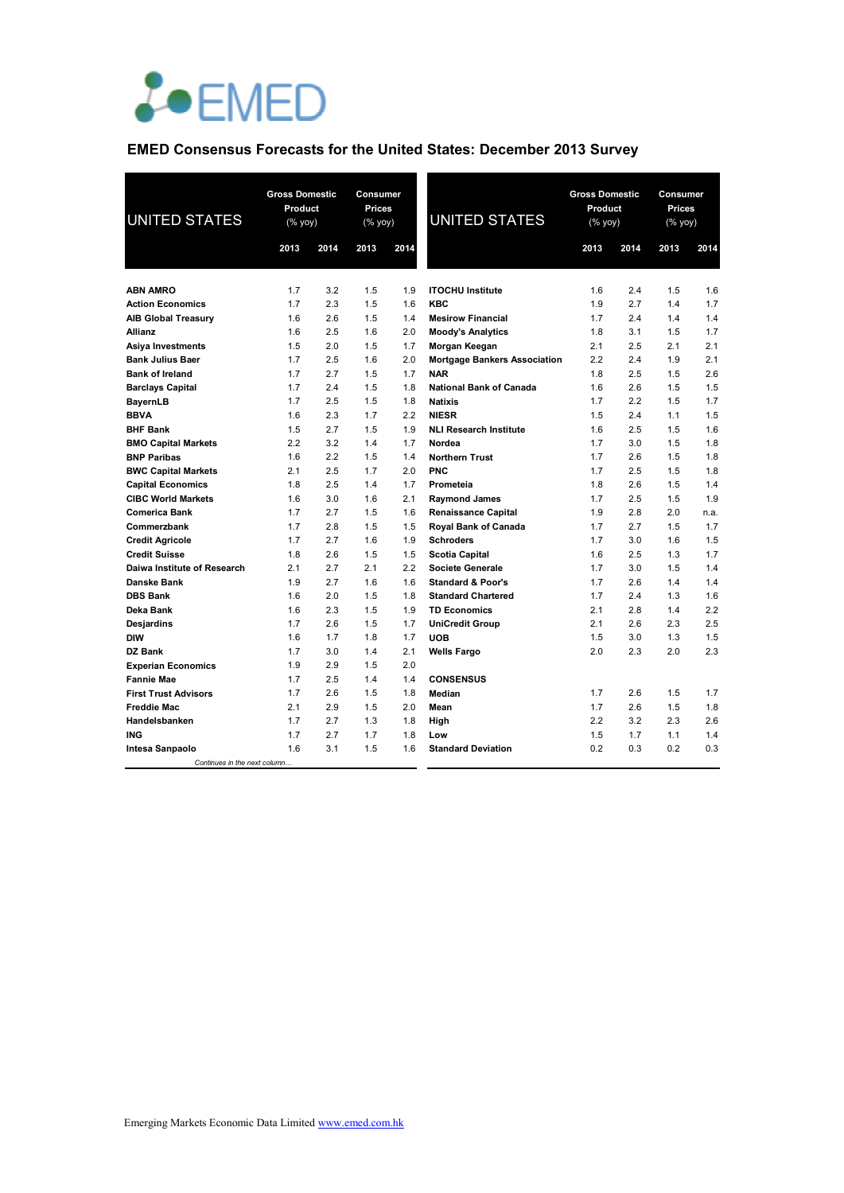EMED

## EMED Consensus Forecasts for the United States: December 2013 Survey

| UNITED STATES | Gross Domestic Product (% yoy) | | Consumer Prices (% yoy) | |
|---|---|---|---|---|
| | 2013 | 2014 | 2013 | 2014 |
| **ABN AMRO** | 1.7 | 3.2 | 1.5 | 1.9 |
| **Action Economics** | 1.7 | 2.3 | 1.5 | 1.6 |
| **AIB Global Treasury** | 1.6 | 2.6 | 1.5 | 1.4 |
| **Allianz** | 1.6 | 2.5 | 1.6 | 2.0 |
| **Asiya Investments** | 1.5 | 2.0 | 1.5 | 1.7 |
| **Bank Julius Baer** | 1.7 | 2.5 | 1.6 | 2.0 |
| **Bank of Ireland** | 1.7 | 2.7 | 1.5 | 1.7 |
| **Barclays Capital** | 1.7 | 2.4 | 1.5 | 1.8 |
| **BayernLB** | 1.7 | 2.5 | 1.5 | 1.8 |
| **BBVA** | 1.6 | 2.3 | 1.7 | 2.2 |
| **BHF Bank** | 1.5 | 2.7 | 1.5 | 1.9 |
| **BMO Capital Markets** | 2.2 | 3.2 | 1.4 | 1.7 |
| **BNP Paribas** | 1.6 | 2.2 | 1.5 | 1.4 |
| **BWC Capital Markets** | 2.1 | 2.5 | 1.7 | 2.0 |
| **Capital Economics** | 1.8 | 2.5 | 1.4 | 1.7 |
| **CIBC World Markets** | 1.6 | 3.0 | 1.6 | 2.1 |
| **Comerica Bank** | 1.7 | 2.7 | 1.5 | 1.6 |
| **Commerzbank** | 1.7 | 2.8 | 1.5 | 1.5 |
| **Credit Agricole** | 1.7 | 2.7 | 1.6 | 1.9 |
| **Credit Suisse** | 1.8 | 2.6 | 1.5 | 1.5 |
| **Daiwa Institute of Research** | 2.1 | 2.7 | 2.1 | 2.2 |
| **Danske Bank** | 1.9 | 2.7 | 1.6 | 1.6 |
| **DBS Bank** | 1.6 | 2.0 | 1.5 | 1.8 |
| **Deka Bank** | 1.6 | 2.3 | 1.5 | 1.9 |
| **Desjardins** | 1.7 | 2.6 | 1.5 | 1.7 |
| **DIW** | 1.6 | 1.7 | 1.8 | 1.7 |
| **DZ Bank** | 1.7 | 3.0 | 1.4 | 2.1 |
| **Experian Economics** | 1.9 | 2.9 | 1.5 | 2.0 |
| **Fannie Mae** | 1.7 | 2.5 | 1.4 | 1.4 |
| **First Trust Advisors** | 1.7 | 2.6 | 1.5 | 1.8 |
| **Freddie Mac** | 2.1 | 2.9 | 1.5 | 2.0 |
| **Handelsbanken** | 1.7 | 2.7 | 1.3 | 1.8 |
| **ING** | 1.7 | 2.7 | 1.7 | 1.8 |
| **Intesa Sanpaolo** | 1.6 | 3.1 | 1.5 | 1.6 |
| **ITOCHU Institute** | 1.6 | 2.4 | 1.5 | 1.6 |
| **KBC** | 1.9 | 2.7 | 1.4 | 1.7 |
| **Mesirow Financial** | 1.7 | 2.4 | 1.4 | 1.4 |
| **Moody's Analytics** | 1.8 | 3.1 | 1.5 | 1.7 |
| **Morgan Keegan** | 2.1 | 2.5 | 2.1 | 2.1 |
| **Mortgage Bankers Association** | 2.2 | 2.4 | 1.9 | 2.1 |
| **NAR** | 1.8 | 2.5 | 1.5 | 2.6 |
| **National Bank of Canada** | 1.6 | 2.6 | 1.5 | 1.5 |
| **Natixis** | 1.7 | 2.2 | 1.5 | 1.7 |
| **NIESR** | 1.5 | 2.4 | 1.1 | 1.5 |
| **NLI Research Institute** | 1.6 | 2.5 | 1.5 | 1.6 |
| **Nordea** | 1.7 | 3.0 | 1.5 | 1.8 |
| **Northern Trust** | 1.7 | 2.6 | 1.5 | 1.8 |
| **PNC** | 1.7 | 2.5 | 1.5 | 1.8 |
| **Prometeia** | 1.8 | 2.6 | 1.5 | 1.4 |
| **Raymond James** | 1.7 | 2.5 | 1.5 | 1.9 |
| **Renaissance Capital** | 1.9 | 2.8 | 2.0 | n.a. |
| **Royal Bank of Canada** | 1.7 | 2.7 | 1.5 | 1.7 |
| **Schroders** | 1.7 | 3.0 | 1.6 | 1.5 |
| **Scotia Capital** | 1.6 | 2.5 | 1.3 | 1.7 |
| **Societe Generale** | 1.7 | 3.0 | 1.5 | 1.4 |
| **Standard & Poor's** | 1.7 | 2.6 | 1.4 | 1.4 |
| **Standard Chartered** | 1.7 | 2.4 | 1.3 | 1.6 |
| **TD Economics** | 2.1 | 2.8 | 1.4 | 2.2 |
| **UniCredit Group** | 2.1 | 2.6 | 2.3 | 2.5 |
| **UOB** | 1.5 | 3.0 | 1.3 | 1.5 |
| **Wells Fargo** | 2.0 | 2.3 | 2.0 | 2.3 |
| **CONSENSUS** | | | | |
| **Median** | 1.7 | 2.6 | 1.5 | 1.7 |
| **Mean** | 1.7 | 2.6 | 1.5 | 1.8 |
| **High** | 2.2 | 3.2 | 2.3 | 2.6 |
| **Low** | 1.5 | 1.7 | 1.1 | 1.4 |
| **Standard Deviation** | 0.2 | 0.3 | 0.2 | 0.3 |

*Continues in the next column…*

Emerging Markets Economic Data Limited www.emed.com.hk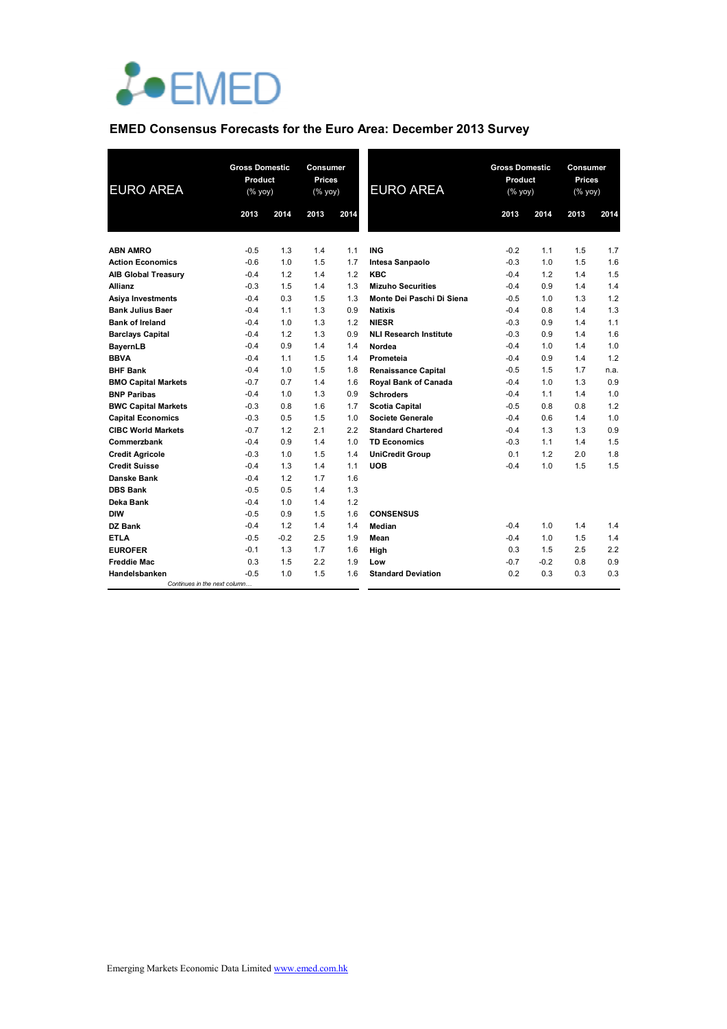# EMED

## EMED Consensus Forecasts for the Euro Area: December 2013 Survey

| EURO AREA | Gross Domestic Product (% yoy) | | Consumer Prices (% yoy) | |
|---|---|---|---|---|
| | 2013 | 2014 | 2013 | 2014 |
| **ABN AMRO** | -0.5 | 1.3 | 1.4 | 1.1 |
| **Action Economics** | -0.6 | 1.0 | 1.5 | 1.7 |
| **AIB Global Treasury** | -0.4 | 1.2 | 1.4 | 1.2 |
| **Allianz** | -0.3 | 1.5 | 1.4 | 1.3 |
| **Asiya Investments** | -0.4 | 0.3 | 1.5 | 1.3 |
| **Bank Julius Baer** | -0.4 | 1.1 | 1.3 | 0.9 |
| **Bank of Ireland** | -0.4 | 1.0 | 1.3 | 1.2 |
| **Barclays Capital** | -0.4 | 1.2 | 1.3 | 0.9 |
| **BayernLB** | -0.4 | 0.9 | 1.4 | 1.4 |
| **BBVA** | -0.4 | 1.1 | 1.5 | 1.4 |
| **BHF Bank** | -0.4 | 1.0 | 1.5 | 1.8 |
| **BMO Capital Markets** | -0.7 | 0.7 | 1.4 | 1.6 |
| **BNP Paribas** | -0.4 | 1.0 | 1.3 | 0.9 |
| **BWC Capital Markets** | -0.3 | 0.8 | 1.6 | 1.7 |
| **Capital Economics** | -0.3 | 0.5 | 1.5 | 1.0 |
| **CIBC World Markets** | -0.7 | 1.2 | 2.1 | 2.2 |
| **Commerzbank** | -0.4 | 0.9 | 1.4 | 1.0 |
| **Credit Agricole** | -0.3 | 1.0 | 1.5 | 1.4 |
| **Credit Suisse** | -0.4 | 1.3 | 1.4 | 1.1 |
| **Danske Bank** | -0.4 | 1.2 | 1.7 | 1.6 |
| **DBS Bank** | -0.5 | 0.5 | 1.4 | 1.3 |
| **Deka Bank** | -0.4 | 1.0 | 1.4 | 1.2 |
| **DIW** | -0.5 | 0.9 | 1.5 | 1.6 |
| **DZ Bank** | -0.4 | 1.2 | 1.4 | 1.4 |
| **ETLA** | -0.5 | -0.2 | 2.5 | 1.9 |
| **EUROFER** | -0.1 | 1.3 | 1.7 | 1.6 |
| **Freddie Mac** | 0.3 | 1.5 | 2.2 | 1.9 |
| **Handelsbanken** | -0.5 | 1.0 | 1.5 | 1.6 |
| **ING** | -0.2 | 1.1 | 1.5 | 1.7 |
| **Intesa Sanpaolo** | -0.3 | 1.0 | 1.5 | 1.6 |
| **KBC** | -0.4 | 1.2 | 1.4 | 1.5 |
| **Mizuho Securities** | -0.4 | 0.9 | 1.4 | 1.4 |
| **Monte Dei Paschi Di Siena** | -0.5 | 1.0 | 1.3 | 1.2 |
| **Natixis** | -0.4 | 0.8 | 1.4 | 1.3 |
| **NIESR** | -0.3 | 0.9 | 1.4 | 1.1 |
| **NLI Research Institute** | -0.3 | 0.9 | 1.4 | 1.6 |
| **Nordea** | -0.4 | 1.0 | 1.4 | 1.0 |
| **Prometeia** | -0.4 | 0.9 | 1.4 | 1.2 |
| **Renaissance Capital** | -0.5 | 1.5 | 1.7 | n.a. |
| **Royal Bank of Canada** | -0.4 | 1.0 | 1.3 | 0.9 |
| **Schroders** | -0.4 | 1.1 | 1.4 | 1.0 |
| **Scotia Capital** | -0.5 | 0.8 | 0.8 | 1.2 |
| **Societe Generale** | -0.4 | 0.6 | 1.4 | 1.0 |
| **Standard Chartered** | -0.4 | 1.3 | 1.3 | 0.9 |
| **TD Economics** | -0.3 | 1.1 | 1.4 | 1.5 |
| **UniCredit Group** | 0.1 | 1.2 | 2.0 | 1.8 |
| **UOB** | -0.4 | 1.0 | 1.5 | 1.5 |
| **CONSENSUS** | | | | |
| **Median** | -0.4 | 1.0 | 1.4 | 1.4 |
| **Mean** | -0.4 | 1.0 | 1.5 | 1.4 |
| **High** | 0.3 | 1.5 | 2.5 | 2.2 |
| **Low** | -0.7 | -0.2 | 0.8 | 0.9 |
| **Standard Deviation** | 0.2 | 0.3 | 0.3 | 0.3 |

Emerging Markets Economic Data Limited www.emed.com.hk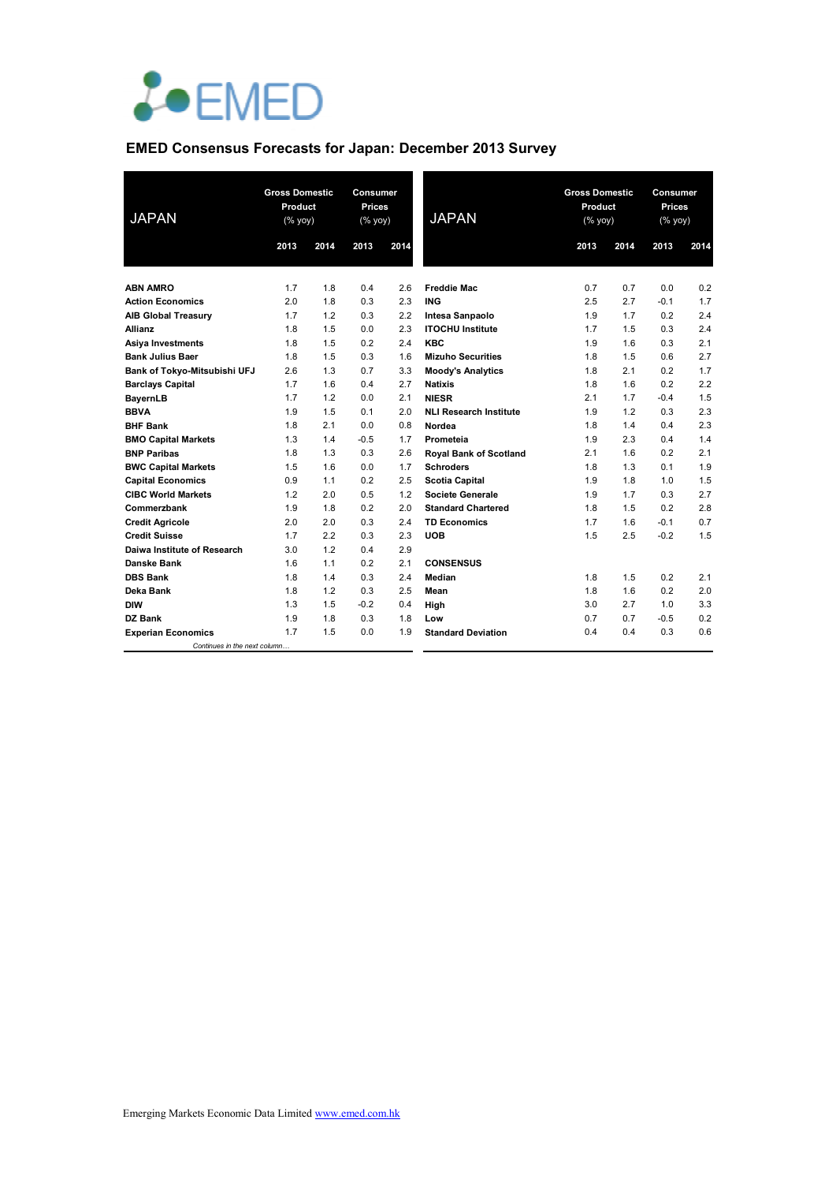# EMED

## EMED Consensus Forecasts for Japan: December 2013 Survey

| JAPAN | Gross Domestic Product (% yoy) | | Consumer Prices (% yoy) | |
|---|---|---|---|---|
| | 2013 | 2014 | 2013 | 2014 |
| **ABN AMRO** | 1.7 | 1.8 | 0.4 | 2.6 |
| **Action Economics** | 2.0 | 1.8 | 0.3 | 2.3 |
| **AIB Global Treasury** | 1.7 | 1.2 | 0.3 | 2.2 |
| **Allianz** | 1.8 | 1.5 | 0.0 | 2.3 |
| **Asiya Investments** | 1.8 | 1.5 | 0.2 | 2.4 |
| **Bank Julius Baer** | 1.8 | 1.5 | 0.3 | 1.6 |
| **Bank of Tokyo-Mitsubishi UFJ** | 2.6 | 1.3 | 0.7 | 3.3 |
| **Barclays Capital** | 1.7 | 1.6 | 0.4 | 2.7 |
| **BayernLB** | 1.7 | 1.2 | 0.0 | 2.1 |
| **BBVA** | 1.9 | 1.5 | 0.1 | 2.0 |
| **BHF Bank** | 1.8 | 2.1 | 0.0 | 0.8 |
| **BMO Capital Markets** | 1.3 | 1.4 | -0.5 | 1.7 |
| **BNP Paribas** | 1.8 | 1.3 | 0.3 | 2.6 |
| **BWC Capital Markets** | 1.5 | 1.6 | 0.0 | 1.7 |
| **Capital Economics** | 0.9 | 1.1 | 0.2 | 2.5 |
| **CIBC World Markets** | 1.2 | 2.0 | 0.5 | 1.2 |
| **Commerzbank** | 1.9 | 1.8 | 0.2 | 2.0 |
| **Credit Agricole** | 2.0 | 2.0 | 0.3 | 2.4 |
| **Credit Suisse** | 1.7 | 2.2 | 0.3 | 2.3 |
| **Daiwa Institute of Research** | 3.0 | 1.2 | 0.4 | 2.9 |
| **Danske Bank** | 1.6 | 1.1 | 0.2 | 2.1 |
| **DBS Bank** | 1.8 | 1.4 | 0.3 | 2.4 |
| **Deka Bank** | 1.8 | 1.2 | 0.3 | 2.5 |
| **DIW** | 1.3 | 1.5 | -0.2 | 0.4 |
| **DZ Bank** | 1.9 | 1.8 | 0.3 | 1.8 |
| **Experian Economics** | 1.7 | 1.5 | 0.0 | 1.9 |
| **Freddie Mac** | 0.7 | 0.7 | 0.0 | 0.2 |
| **ING** | 2.5 | 2.7 | -0.1 | 1.7 |
| **Intesa Sanpaolo** | 1.9 | 1.7 | 0.2 | 2.4 |
| **ITOCHU Institute** | 1.7 | 1.5 | 0.3 | 2.4 |
| **KBC** | 1.9 | 1.6 | 0.3 | 2.1 |
| **Mizuho Securities** | 1.8 | 1.5 | 0.6 | 2.7 |
| **Moody's Analytics** | 1.8 | 2.1 | 0.2 | 1.7 |
| **Natixis** | 1.8 | 1.6 | 0.2 | 2.2 |
| **NIESR** | 2.1 | 1.7 | -0.4 | 1.5 |
| **NLI Research Institute** | 1.9 | 1.2 | 0.3 | 2.3 |
| **Nordea** | 1.8 | 1.4 | 0.4 | 2.3 |
| **Prometeia** | 1.9 | 2.3 | 0.4 | 1.4 |
| **Royal Bank of Scotland** | 2.1 | 1.6 | 0.2 | 2.1 |
| **Schroders** | 1.8 | 1.3 | 0.1 | 1.9 |
| **Scotia Capital** | 1.9 | 1.8 | 1.0 | 1.5 |
| **Societe Generale** | 1.9 | 1.7 | 0.3 | 2.7 |
| **Standard Chartered** | 1.8 | 1.5 | 0.2 | 2.8 |
| **TD Economics** | 1.7 | 1.6 | -0.1 | 0.7 |
| **UOB** | 1.5 | 2.5 | -0.2 | 1.5 |
| **CONSENSUS** | | | | |
| **Median** | 1.8 | 1.5 | 0.2 | 2.1 |
| **Mean** | 1.8 | 1.6 | 0.2 | 2.0 |
| **High** | 3.0 | 2.7 | 1.0 | 3.3 |
| **Low** | 0.7 | 0.7 | -0.5 | 0.2 |
| **Standard Deviation** | 0.4 | 0.4 | 0.3 | 0.6 |

*Continues in the next column…*

Emerging Markets Economic Data Limited [www.emed.com.hk](http://www.emed.com.hk)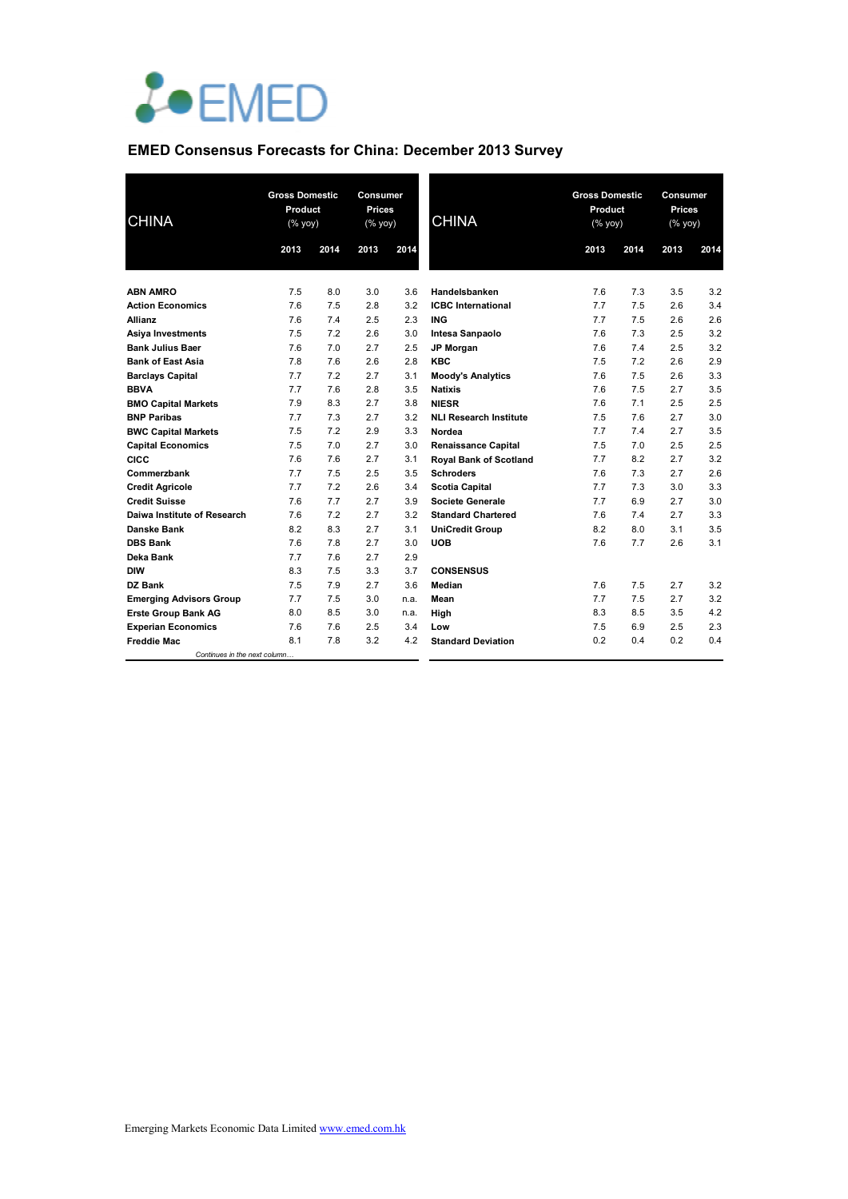EMED

# EMED Consensus Forecasts for China: December 2013 Survey

| CHINA | Gross Domestic Product (% yoy) | | Consumer Prices (% yoy) | |
|---|---|---|---|---|
| | 2013 | 2014 | 2013 | 2014 |
| **ABN AMRO** | 7.5 | 8.0 | 3.0 | 3.6 |
| **Action Economics** | 7.6 | 7.5 | 2.8 | 3.2 |
| **Allianz** | 7.6 | 7.4 | 2.5 | 2.3 |
| **Asiya Investments** | 7.5 | 7.2 | 2.6 | 3.0 |
| **Bank Julius Baer** | 7.6 | 7.0 | 2.7 | 2.5 |
| **Bank of East Asia** | 7.8 | 7.6 | 2.6 | 2.8 |
| **Barclays Capital** | 7.7 | 7.2 | 2.7 | 3.1 |
| **BBVA** | 7.7 | 7.6 | 2.8 | 3.5 |
| **BMO Capital Markets** | 7.9 | 8.3 | 2.7 | 3.8 |
| **BNP Paribas** | 7.7 | 7.3 | 2.7 | 3.2 |
| **BWC Capital Markets** | 7.5 | 7.2 | 2.9 | 3.3 |
| **Capital Economics** | 7.5 | 7.0 | 2.7 | 3.0 |
| **CICC** | 7.6 | 7.6 | 2.7 | 3.1 |
| **Commerzbank** | 7.7 | 7.5 | 2.5 | 3.5 |
| **Credit Agricole** | 7.7 | 7.2 | 2.6 | 3.4 |
| **Credit Suisse** | 7.6 | 7.7 | 2.7 | 3.9 |
| **Daiwa Institute of Research** | 7.6 | 7.2 | 2.7 | 3.2 |
| **Danske Bank** | 8.2 | 8.3 | 2.7 | 3.1 |
| **DBS Bank** | 7.6 | 7.8 | 2.7 | 3.0 |
| **Deka Bank** | 7.7 | 7.6 | 2.7 | 2.9 |
| **DIW** | 8.3 | 7.5 | 3.3 | 3.7 |
| **DZ Bank** | 7.5 | 7.9 | 2.7 | 3.6 |
| **Emerging Advisors Group** | 7.7 | 7.5 | 3.0 | n.a. |
| **Erste Group Bank AG** | 8.0 | 8.5 | 3.0 | n.a. |
| **Experian Economics** | 7.6 | 7.6 | 2.5 | 3.4 |
| **Freddie Mac** | 8.1 | 7.8 | 3.2 | 4.2 |
| **Handelsbanken** | 7.6 | 7.3 | 3.5 | 3.2 |
| **ICBC International** | 7.7 | 7.5 | 2.6 | 3.4 |
| **ING** | 7.7 | 7.5 | 2.6 | 2.6 |
| **Intesa Sanpaolo** | 7.6 | 7.3 | 2.5 | 3.2 |
| **JP Morgan** | 7.6 | 7.4 | 2.5 | 3.2 |
| **KBC** | 7.5 | 7.2 | 2.6 | 2.9 |
| **Moody's Analytics** | 7.6 | 7.5 | 2.6 | 3.3 |
| **Natixis** | 7.6 | 7.5 | 2.7 | 3.5 |
| **NIESR** | 7.6 | 7.1 | 2.5 | 2.5 |
| **NLI Research Institute** | 7.5 | 7.6 | 2.7 | 3.0 |
| **Nordea** | 7.7 | 7.4 | 2.7 | 3.5 |
| **Renaissance Capital** | 7.5 | 7.0 | 2.5 | 2.5 |
| **Royal Bank of Scotland** | 7.7 | 8.2 | 2.7 | 3.2 |
| **Schroders** | 7.6 | 7.3 | 2.7 | 2.6 |
| **Scotia Capital** | 7.7 | 7.3 | 3.0 | 3.3 |
| **Societe Generale** | 7.7 | 6.9 | 2.7 | 3.0 |
| **Standard Chartered** | 7.6 | 7.4 | 2.7 | 3.3 |
| **UniCredit Group** | 8.2 | 8.0 | 3.1 | 3.5 |
| **UOB** | 7.6 | 7.7 | 2.6 | 3.1 |
| **CONSENSUS** | | | | |
| **Median** | 7.6 | 7.5 | 2.7 | 3.2 |
| **Mean** | 7.7 | 7.5 | 2.7 | 3.2 |
| **High** | 8.3 | 8.5 | 3.5 | 4.2 |
| **Low** | 7.5 | 6.9 | 2.5 | 2.3 |
| **Standard Deviation** | 0.2 | 0.4 | 0.2 | 0.4 |

*Continues in the next column…*

Emerging Markets Economic Data Limited www.emed.com.hk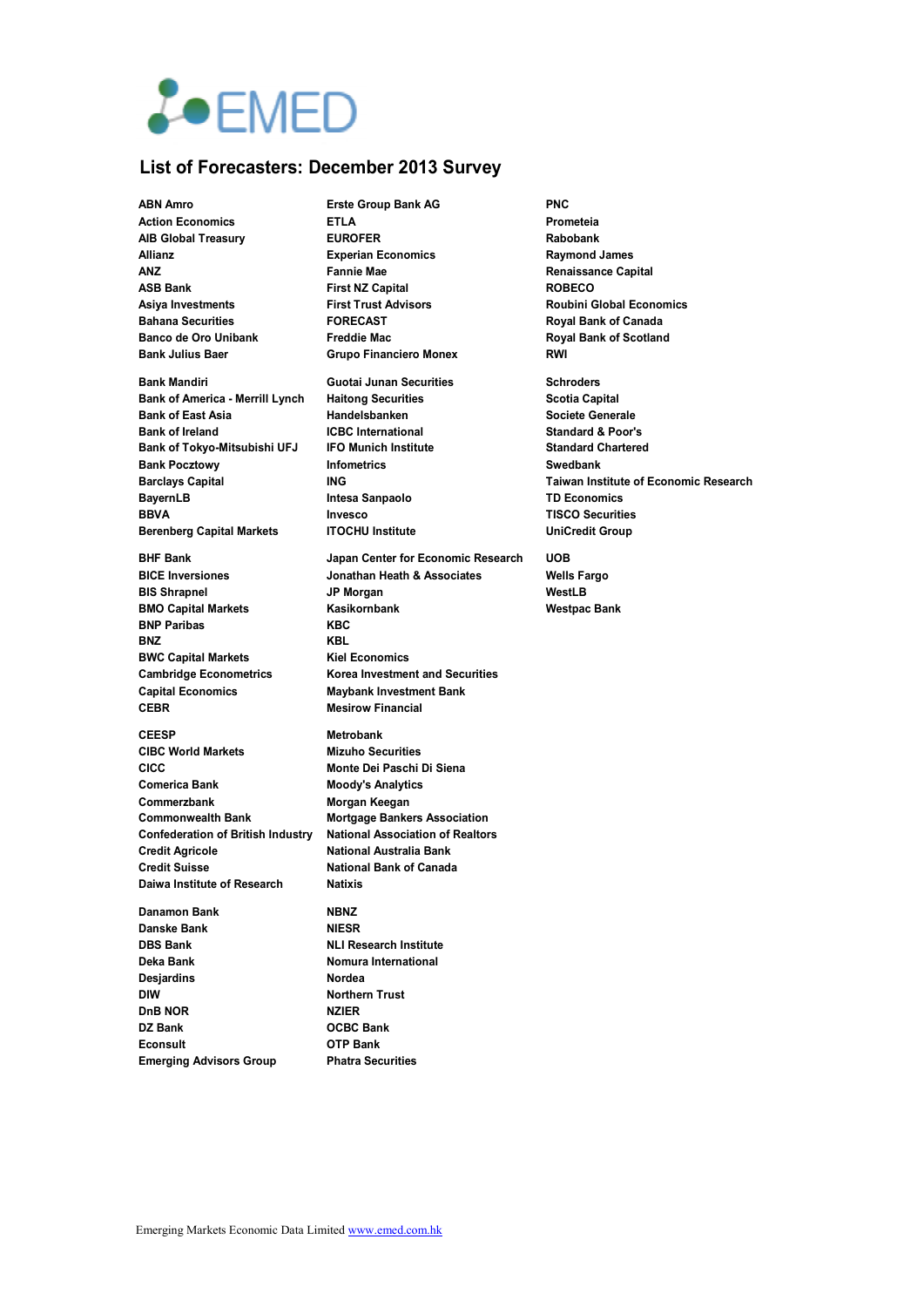EMED

## List of Forecasters: December 2013 Survey

**ABN Amro**
**Action Economics**
**AIB Global Treasury**
**Allianz**
**ANZ**
**ASB Bank**
**Asiya Investments**
**Bahana Securities**
**Banco de Oro Unibank**
**Bank Julius Baer**

**Bank Mandiri**
**Bank of America - Merrill Lynch**
**Bank of East Asia**
**Bank of Ireland**
**Bank of Tokyo-Mitsubishi UFJ**
**Bank Pocztowy**
**Barclays Capital**
**BayernLB**
**BBVA**
**Berenberg Capital Markets**

**BHF Bank**
**BICE Inversiones**
**BIS Shrapnel**
**BMO Capital Markets**
**BNP Paribas**
**BNZ**
**BWC Capital Markets**
**Cambridge Econometrics**
**Capital Economics**
**CEBR**

**CEESP**
**CIBC World Markets**
**CICC**
**Comerica Bank**
**Commerzbank**
**Commonwealth Bank**
**Confederation of British Industry**
**Credit Agricole**
**Credit Suisse**
**Daiwa Institute of Research**

**Danamon Bank**
**Danske Bank**
**DBS Bank**
**Deka Bank**
**Desjardins**
**DIW**
**DnB NOR**
**DZ Bank**
**Econsult**
**Emerging Advisors Group**

**Erste Group Bank AG**
**ETLA**
**EUROFER**
**Experian Economics**
**Fannie Mae**
**First NZ Capital**
**First Trust Advisors**
**FORECAST**
**Freddie Mac**
**Grupo Financiero Monex**

**Guotai Junan Securities**
**Haitong Securities**
**Handelsbanken**
**ICBC International**
**IFO Munich Institute**
**Infometrics**
**ING**
**Intesa Sanpaolo**
**Invesco**
**ITOCHU Institute**

**Japan Center for Economic Research**
**Jonathan Heath & Associates**
**JP Morgan**
**Kasikornbank**
**KBC**
**KBL**
**Kiel Economics**
**Korea Investment and Securities**
**Maybank Investment Bank**
**Mesirow Financial**

**Metrobank**
**Mizuho Securities**
**Monte Dei Paschi Di Siena**
**Moody's Analytics**
**Morgan Keegan**
**Mortgage Bankers Association**
**National Association of Realtors**
**National Australia Bank**
**National Bank of Canada**
**Natixis**

**NBNZ**
**NIESR**
**NLI Research Institute**
**Nomura International**
**Nordea**
**Northern Trust**
**NZIER**
**OCBC Bank**
**OTP Bank**
**Phatra Securities**

**PNC**
**Prometeia**
**Rabobank**
**Raymond James**
**Renaissance Capital**
**ROBECO**
**Roubini Global Economics**
**Royal Bank of Canada**
**Royal Bank of Scotland**
**RWI**

**Schroders**
**Scotia Capital**
**Societe Generale**
**Standard & Poor's**
**Standard Chartered**
**Swedbank**
**Taiwan Institute of Economic Research**
**TD Economics**
**TISCO Securities**
**UniCredit Group**

**UOB**
**Wells Fargo**
**WestLB**
**Westpac Bank**

Emerging Markets Economic Data Limited [www.emed.com.hk](http://www.emed.com.hk)